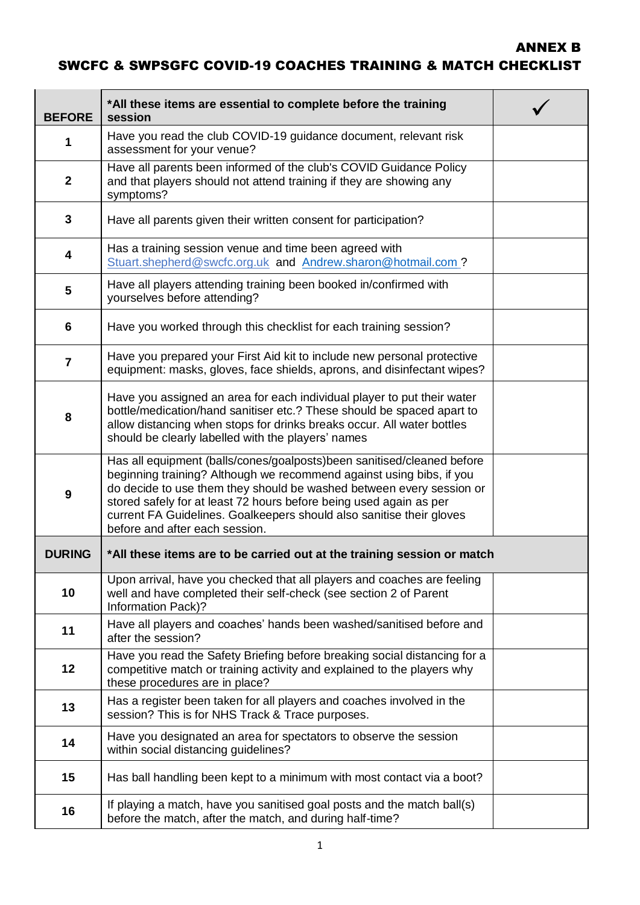**ANNEX B**

# SWCFC & SWPSGFC COVID-19 COACHES TRAINING & MATCH CHECKLIST

| BEFORE | *All these items are essential to complete before the training session | ✓ |
|---|---|---|
| 1 | Have you read the club COVID-19 guidance document, relevant risk assessment for your venue? | |
| 2 | Have all parents been informed of the club's COVID Guidance Policy and that players should not attend training if they are showing any symptoms? | |
| 3 | Have all parents given their written consent for participation? | |
| 4 | Has a training session venue and time been agreed with Stuart.shepherd@swcfc.org.uk and Andrew.sharon@hotmail.com ? | |
| 5 | Have all players attending training been booked in/confirmed with yourselves before attending? | |
| 6 | Have you worked through this checklist for each training session? | |
| 7 | Have you prepared your First Aid kit to include new personal protective equipment: masks, gloves, face shields, aprons, and disinfectant wipes? | |
| 8 | Have you assigned an area for each individual player to put their water bottle/medication/hand sanitiser etc.? These should be spaced apart to allow distancing when stops for drinks breaks occur. All water bottles should be clearly labelled with the players' names | |
| 9 | Has all equipment (balls/cones/goalposts)been sanitised/cleaned before beginning training? Although we recommend against using bibs, if you do decide to use them they should be washed between every session or stored safely for at least 72 hours before being used again as per current FA Guidelines. Goalkeepers should also sanitise their gloves before and after each session. | |
| **DURING** | ***All these items are to be carried out at the training session or match** | |
| 10 | Upon arrival, have you checked that all players and coaches are feeling well and have completed their self-check (see section 2 of Parent Information Pack)? | |
| 11 | Have all players and coaches' hands been washed/sanitised before and after the session? | |
| 12 | Have you read the Safety Briefing before breaking social distancing for a competitive match or training activity and explained to the players why these procedures are in place? | |
| 13 | Has a register been taken for all players and coaches involved in the session? This is for NHS Track & Trace purposes. | |
| 14 | Have you designated an area for spectators to observe the session within social distancing guidelines? | |
| 15 | Has ball handling been kept to a minimum with most contact via a boot? | |
| 16 | If playing a match, have you sanitised goal posts and the match ball(s) before the match, after the match, and during half-time? | |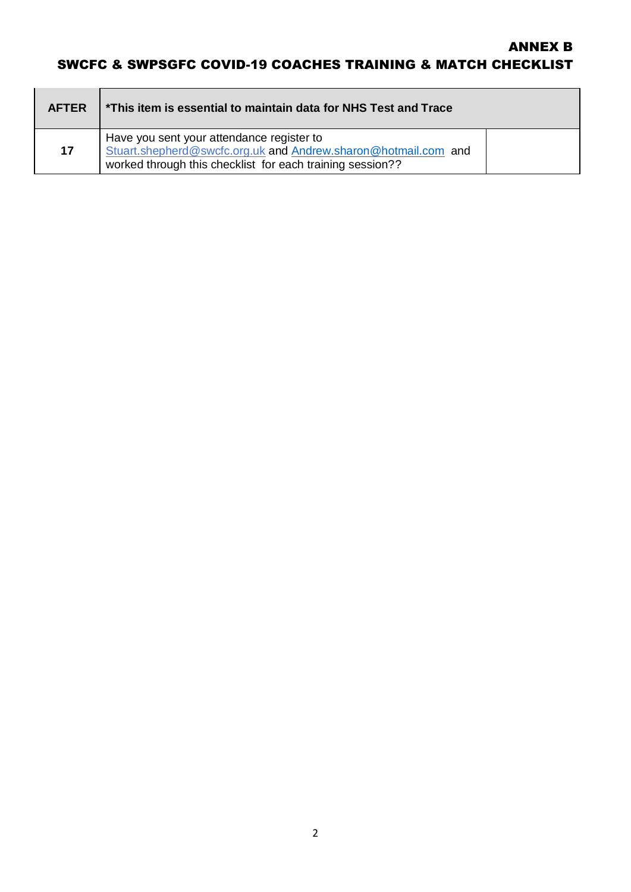## ANNEX B

## SWCFC & SWPSGFC COVID-19 COACHES TRAINING & MATCH CHECKLIST

| AFTER | *This item is essential to maintain data for NHS Test and Trace | |
|---|---|---|
| 17 | Have you sent your attendance register to Stuart.shepherd@swcfc.org.uk and Andrew.sharon@hotmail.com and worked through this checklist for each training session?? | |